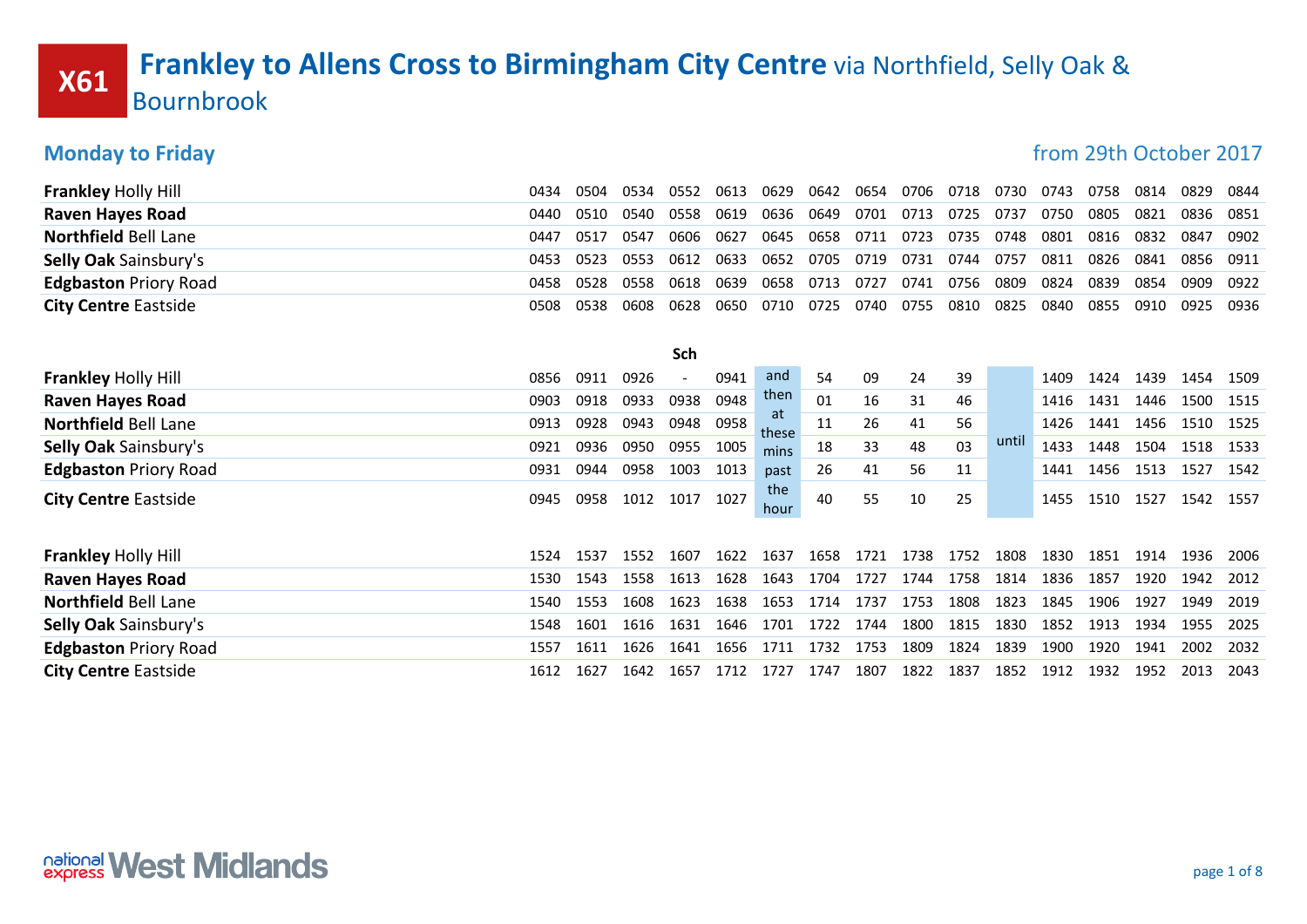# X61 Frankley to Allens Cross to Birmingham City Centre via Northfield, Selly Oak & Bournbrook

## Monday to Friday

from 29th October 2017

| | | | | | | | | | | | | | | | | |
|---|---|---|---|---|---|---|---|---|---|---|---|---|---|---|---|---|
| **Frankley** Holly Hill | 0434 | 0504 | 0534 | 0552 | 0613 | 0629 | 0642 | 0654 | 0706 | 0718 | 0730 | 0743 | 0758 | 0814 | 0829 | 0844 |
| **Raven Hayes Road** | 0440 | 0510 | 0540 | 0558 | 0619 | 0636 | 0649 | 0701 | 0713 | 0725 | 0737 | 0750 | 0805 | 0821 | 0836 | 0851 |
| **Northfield** Bell Lane | 0447 | 0517 | 0547 | 0606 | 0627 | 0645 | 0658 | 0711 | 0723 | 0735 | 0748 | 0801 | 0816 | 0832 | 0847 | 0902 |
| **Selly Oak** Sainsbury's | 0453 | 0523 | 0553 | 0612 | 0633 | 0652 | 0705 | 0719 | 0731 | 0744 | 0757 | 0811 | 0826 | 0841 | 0856 | 0911 |
| **Edgbaston** Priory Road | 0458 | 0528 | 0558 | 0618 | 0639 | 0658 | 0713 | 0727 | 0741 | 0756 | 0809 | 0824 | 0839 | 0854 | 0909 | 0922 |
| **City Centre** Eastside | 0508 | 0538 | 0608 | 0628 | 0650 | 0710 | 0725 | 0740 | 0755 | 0810 | 0825 | 0840 | 0855 | 0910 | 0925 | 0936 |

| | | | | Sch | | | | | | | | | | | | |
|---|---|---|---|---|---|---|---|---|---|---|---|---|---|---|---|---|
| **Frankley** Holly Hill | 0856 | 0911 | 0926 | - | 0941 | and then at these mins past the hour | 54 | 09 | 24 | 39 | until | 1409 | 1424 | 1439 | 1454 | 1509 |
| **Raven Hayes Road** | 0903 | 0918 | 0933 | 0938 | 0948 | | 01 | 16 | 31 | 46 | | 1416 | 1431 | 1446 | 1500 | 1515 |
| **Northfield** Bell Lane | 0913 | 0928 | 0943 | 0948 | 0958 | | 11 | 26 | 41 | 56 | | 1426 | 1441 | 1456 | 1510 | 1525 |
| **Selly Oak** Sainsbury's | 0921 | 0936 | 0950 | 0955 | 1005 | | 18 | 33 | 48 | 03 | | 1433 | 1448 | 1504 | 1518 | 1533 |
| **Edgbaston** Priory Road | 0931 | 0944 | 0958 | 1003 | 1013 | | 26 | 41 | 56 | 11 | | 1441 | 1456 | 1513 | 1527 | 1542 |
| **City Centre** Eastside | 0945 | 0958 | 1012 | 1017 | 1027 | | 40 | 55 | 10 | 25 | | 1455 | 1510 | 1527 | 1542 | 1557 |

| | | | | | | | | | | | | | | | | |
|---|---|---|---|---|---|---|---|---|---|---|---|---|---|---|---|---|
| **Frankley** Holly Hill | 1524 | 1537 | 1552 | 1607 | 1622 | 1637 | 1658 | 1721 | 1738 | 1752 | 1808 | 1830 | 1851 | 1914 | 1936 | 2006 |
| **Raven Hayes Road** | 1530 | 1543 | 1558 | 1613 | 1628 | 1643 | 1704 | 1727 | 1744 | 1758 | 1814 | 1836 | 1857 | 1920 | 1942 | 2012 |
| **Northfield** Bell Lane | 1540 | 1553 | 1608 | 1623 | 1638 | 1653 | 1714 | 1737 | 1753 | 1808 | 1823 | 1845 | 1906 | 1927 | 1949 | 2019 |
| **Selly Oak** Sainsbury's | 1548 | 1601 | 1616 | 1631 | 1646 | 1701 | 1722 | 1744 | 1800 | 1815 | 1830 | 1852 | 1913 | 1934 | 1955 | 2025 |
| **Edgbaston** Priory Road | 1557 | 1611 | 1626 | 1641 | 1656 | 1711 | 1732 | 1753 | 1809 | 1824 | 1839 | 1900 | 1920 | 1941 | 2002 | 2032 |
| **City Centre** Eastside | 1612 | 1627 | 1642 | 1657 | 1712 | 1727 | 1747 | 1807 | 1822 | 1837 | 1852 | 1912 | 1932 | 1952 | 2013 | 2043 |

national express West Midlands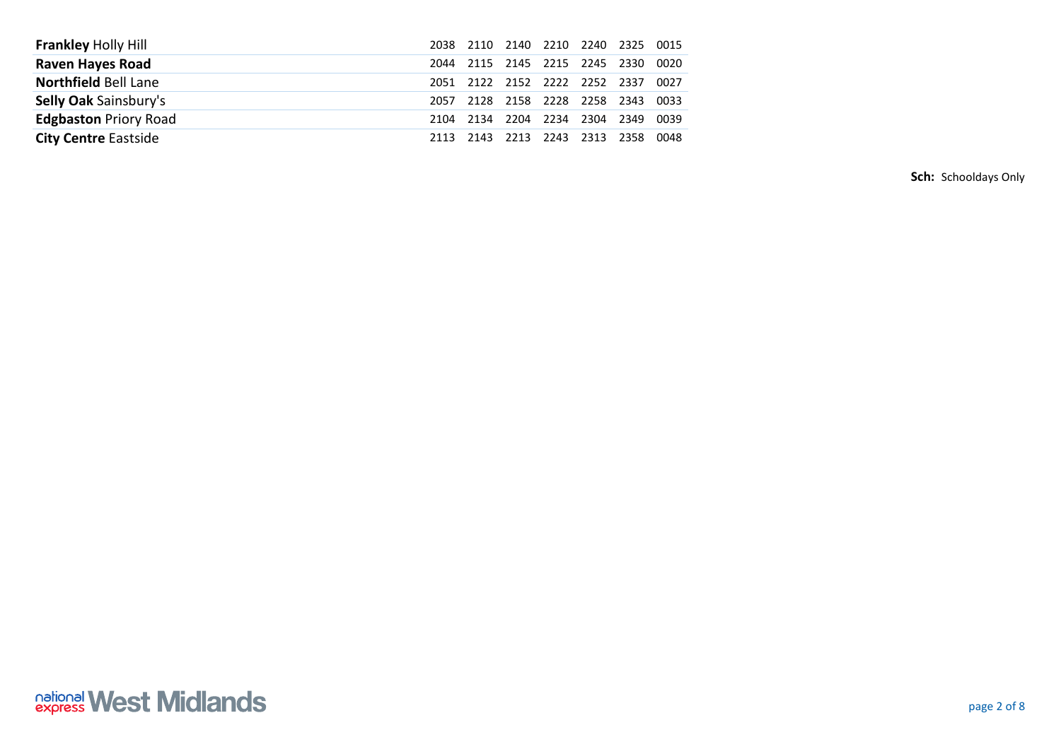| | | | | | | | |
|---|---|---|---|---|---|---|---|
| **Frankley** Holly Hill | 2038 | 2110 | 2140 | 2210 | 2240 | 2325 | 0015 |
| **Raven Hayes Road** | 2044 | 2115 | 2145 | 2215 | 2245 | 2330 | 0020 |
| **Northfield** Bell Lane | 2051 | 2122 | 2152 | 2222 | 2252 | 2337 | 0027 |
| **Selly Oak** Sainsbury's | 2057 | 2128 | 2158 | 2228 | 2258 | 2343 | 0033 |
| **Edgbaston** Priory Road | 2104 | 2134 | 2204 | 2234 | 2304 | 2349 | 0039 |
| **City Centre** Eastside | 2113 | 2143 | 2213 | 2243 | 2313 | 2358 | 0048 |

**Sch:** Schooldays Only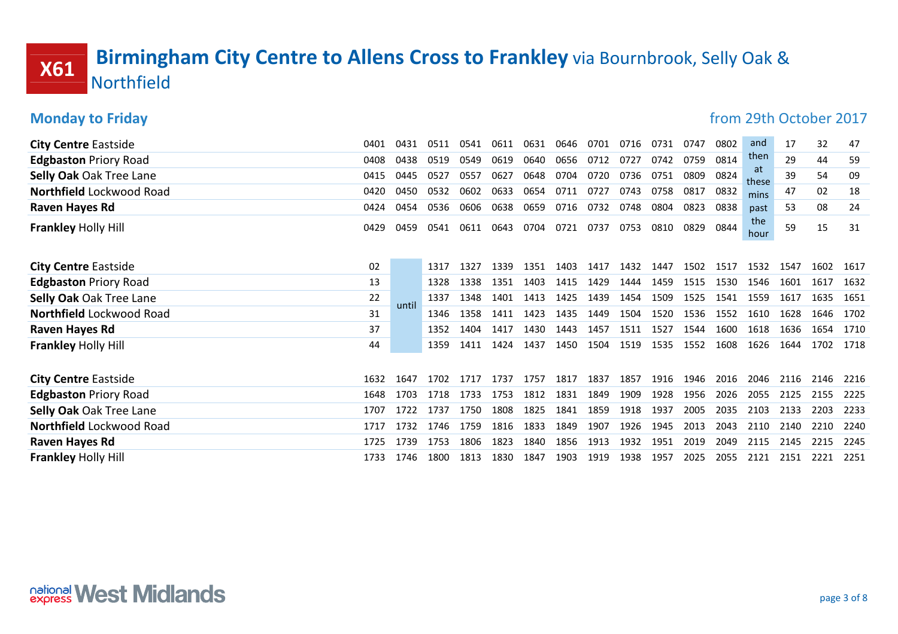# X61 Birmingham City Centre to Allens Cross to Frankley via Bournbrook, Selly Oak & Northfield

## Monday to Friday

from 29th October 2017

| Stop | | | | | | | | | | | | | | | | |
|---|---|---|---|---|---|---|---|---|---|---|---|---|---|---|---|---|
| **City Centre** Eastside | 0401 | 0431 | 0511 | 0541 | 0611 | 0631 | 0646 | 0701 | 0716 | 0731 | 0747 | 0802 | and then at these mins past the hour | 17 | 32 | 47 |
| **Edgbaston** Priory Road | 0408 | 0438 | 0519 | 0549 | 0619 | 0640 | 0656 | 0712 | 0727 | 0742 | 0759 | 0814 | | 29 | 44 | 59 |
| **Selly Oak** Oak Tree Lane | 0415 | 0445 | 0527 | 0557 | 0627 | 0648 | 0704 | 0720 | 0736 | 0751 | 0809 | 0824 | | 39 | 54 | 09 |
| **Northfield** Lockwood Road | 0420 | 0450 | 0532 | 0602 | 0633 | 0654 | 0711 | 0727 | 0743 | 0758 | 0817 | 0832 | | 47 | 02 | 18 |
| **Raven Hayes Rd** | 0424 | 0454 | 0536 | 0606 | 0638 | 0659 | 0716 | 0732 | 0748 | 0804 | 0823 | 0838 | | 53 | 08 | 24 |
| **Frankley** Holly Hill | 0429 | 0459 | 0541 | 0611 | 0643 | 0704 | 0721 | 0737 | 0753 | 0810 | 0829 | 0844 | | 59 | 15 | 31 |

| Stop | | | | | | | | | | | | | | | | |
|---|---|---|---|---|---|---|---|---|---|---|---|---|---|---|---|---|
| **City Centre** Eastside | 02 | until | 1317 | 1327 | 1339 | 1351 | 1403 | 1417 | 1432 | 1447 | 1502 | 1517 | 1532 | 1547 | 1602 | 1617 |
| **Edgbaston** Priory Road | 13 | | 1328 | 1338 | 1351 | 1403 | 1415 | 1429 | 1444 | 1459 | 1515 | 1530 | 1546 | 1601 | 1617 | 1632 |
| **Selly Oak** Oak Tree Lane | 22 | | 1337 | 1348 | 1401 | 1413 | 1425 | 1439 | 1454 | 1509 | 1525 | 1541 | 1559 | 1617 | 1635 | 1651 |
| **Northfield** Lockwood Road | 31 | | 1346 | 1358 | 1411 | 1423 | 1435 | 1449 | 1504 | 1520 | 1536 | 1552 | 1610 | 1628 | 1646 | 1702 |
| **Raven Hayes Rd** | 37 | | 1352 | 1404 | 1417 | 1430 | 1443 | 1457 | 1511 | 1527 | 1544 | 1600 | 1618 | 1636 | 1654 | 1710 |
| **Frankley** Holly Hill | 44 | | 1359 | 1411 | 1424 | 1437 | 1450 | 1504 | 1519 | 1535 | 1552 | 1608 | 1626 | 1644 | 1702 | 1718 |

| Stop | | | | | | | | | | | | | | | | |
|---|---|---|---|---|---|---|---|---|---|---|---|---|---|---|---|---|
| **City Centre** Eastside | 1632 | 1647 | 1702 | 1717 | 1737 | 1757 | 1817 | 1837 | 1857 | 1916 | 1946 | 2016 | 2046 | 2116 | 2146 | 2216 |
| **Edgbaston** Priory Road | 1648 | 1703 | 1718 | 1733 | 1753 | 1812 | 1831 | 1849 | 1909 | 1928 | 1956 | 2026 | 2055 | 2125 | 2155 | 2225 |
| **Selly Oak** Oak Tree Lane | 1707 | 1722 | 1737 | 1750 | 1808 | 1825 | 1841 | 1859 | 1918 | 1937 | 2005 | 2035 | 2103 | 2133 | 2203 | 2233 |
| **Northfield** Lockwood Road | 1717 | 1732 | 1746 | 1759 | 1816 | 1833 | 1849 | 1907 | 1926 | 1945 | 2013 | 2043 | 2110 | 2140 | 2210 | 2240 |
| **Raven Hayes Rd** | 1725 | 1739 | 1753 | 1806 | 1823 | 1840 | 1856 | 1913 | 1932 | 1951 | 2019 | 2049 | 2115 | 2145 | 2215 | 2245 |
| **Frankley** Holly Hill | 1733 | 1746 | 1800 | 1813 | 1830 | 1847 | 1903 | 1919 | 1938 | 1957 | 2025 | 2055 | 2121 | 2151 | 2221 | 2251 |

national express West Midlands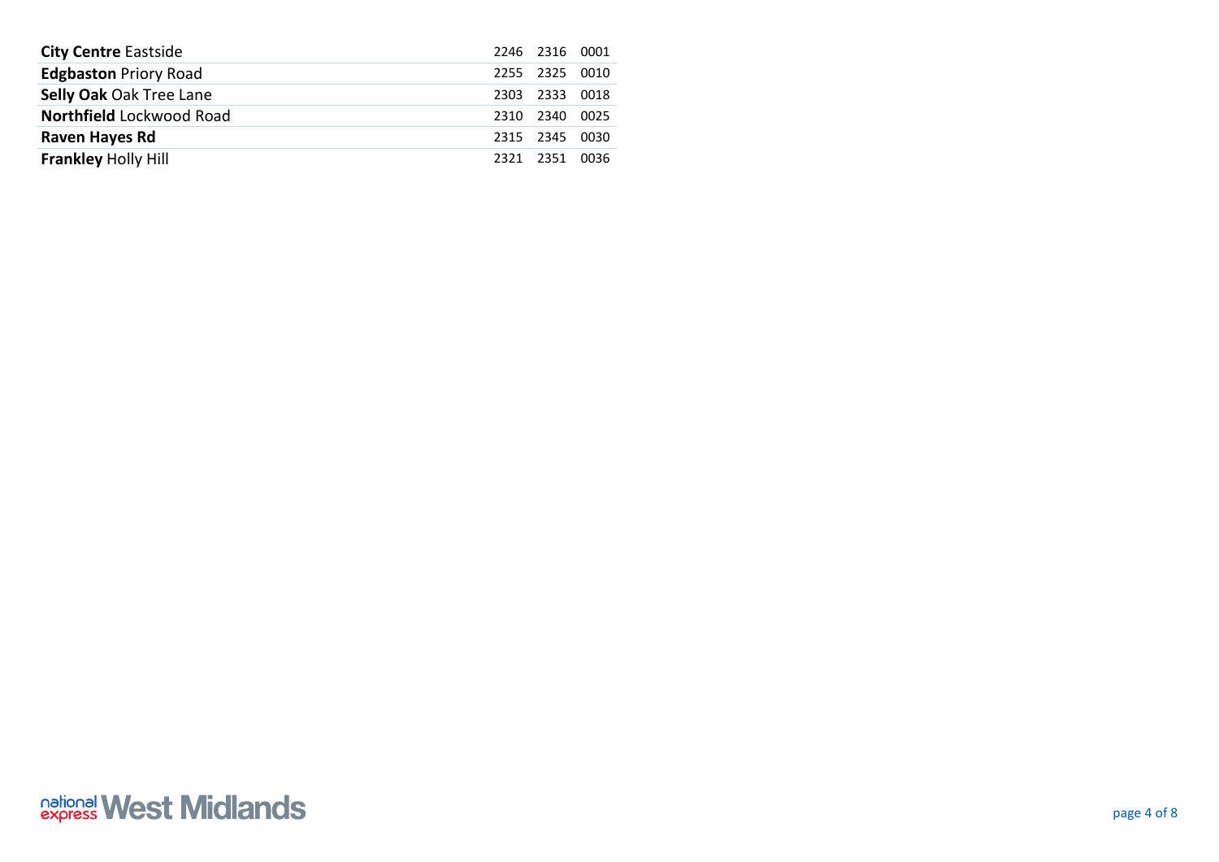| | | | |
|---|---|---|---|
| **City Centre** Eastside | 2246 | 2316 | 0001 |
| **Edgbaston** Priory Road | 2255 | 2325 | 0010 |
| **Selly Oak** Oak Tree Lane | 2303 | 2333 | 0018 |
| **Northfield** Lockwood Road | 2310 | 2340 | 0025 |
| **Raven Hayes Rd** | 2315 | 2345 | 0030 |
| **Frankley** Holly Hill | 2321 | 2351 | 0036 |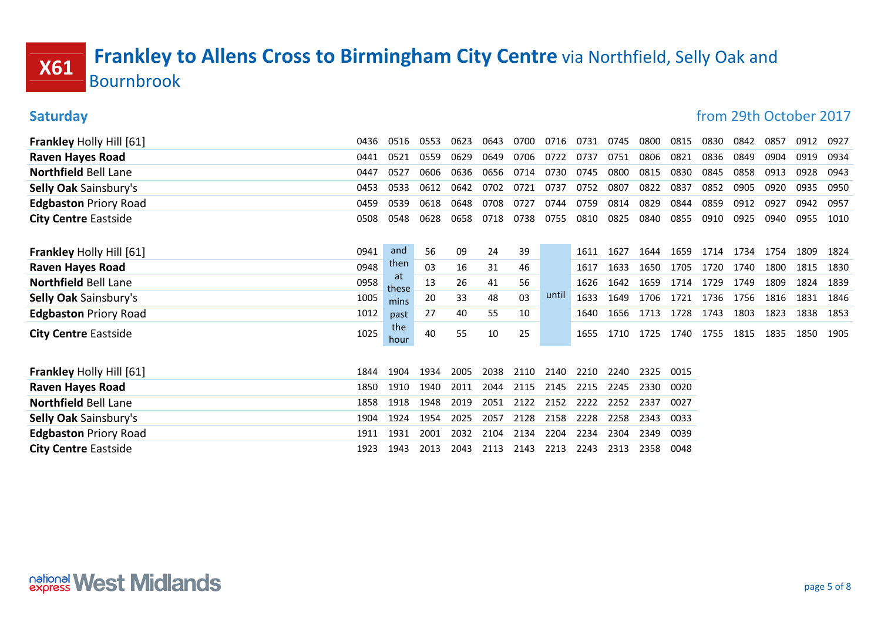# X61 Frankley to Allens Cross to Birmingham City Centre via Northfield, Selly Oak and Bournbrook

## Saturday

from 29th October 2017

| | | | | | | | | | | | | | | | | |
|---|---|---|---|---|---|---|---|---|---|---|---|---|---|---|---|---|
| **Frankley** Holly Hill [61] | 0436 | 0516 | 0553 | 0623 | 0643 | 0700 | 0716 | 0731 | 0745 | 0800 | 0815 | 0830 | 0842 | 0857 | 0912 | 0927 |
| **Raven Hayes Road** | 0441 | 0521 | 0559 | 0629 | 0649 | 0706 | 0722 | 0737 | 0751 | 0806 | 0821 | 0836 | 0849 | 0904 | 0919 | 0934 |
| **Northfield** Bell Lane | 0447 | 0527 | 0606 | 0636 | 0656 | 0714 | 0730 | 0745 | 0800 | 0815 | 0830 | 0845 | 0858 | 0913 | 0928 | 0943 |
| **Selly Oak** Sainsbury's | 0453 | 0533 | 0612 | 0642 | 0702 | 0721 | 0737 | 0752 | 0807 | 0822 | 0837 | 0852 | 0905 | 0920 | 0935 | 0950 |
| **Edgbaston** Priory Road | 0459 | 0539 | 0618 | 0648 | 0708 | 0727 | 0744 | 0759 | 0814 | 0829 | 0844 | 0859 | 0912 | 0927 | 0942 | 0957 |
| **City Centre** Eastside | 0508 | 0548 | 0628 | 0658 | 0718 | 0738 | 0755 | 0810 | 0825 | 0840 | 0855 | 0910 | 0925 | 0940 | 0955 | 1010 |

| | | | | | | | | | | | | | | | | |
|---|---|---|---|---|---|---|---|---|---|---|---|---|---|---|---|---|
| **Frankley** Holly Hill [61] | 0941 | and then at these mins past the hour | 56 | 09 | 24 | 39 | until | 1611 | 1627 | 1644 | 1659 | 1714 | 1734 | 1754 | 1809 | 1824 |
| **Raven Hayes Road** | 0948 | | 03 | 16 | 31 | 46 | | 1617 | 1633 | 1650 | 1705 | 1720 | 1740 | 1800 | 1815 | 1830 |
| **Northfield** Bell Lane | 0958 | | 13 | 26 | 41 | 56 | | 1626 | 1642 | 1659 | 1714 | 1729 | 1749 | 1809 | 1824 | 1839 |
| **Selly Oak** Sainsbury's | 1005 | | 20 | 33 | 48 | 03 | | 1633 | 1649 | 1706 | 1721 | 1736 | 1756 | 1816 | 1831 | 1846 |
| **Edgbaston** Priory Road | 1012 | | 27 | 40 | 55 | 10 | | 1640 | 1656 | 1713 | 1728 | 1743 | 1803 | 1823 | 1838 | 1853 |
| **City Centre** Eastside | 1025 | | 40 | 55 | 10 | 25 | | 1655 | 1710 | 1725 | 1740 | 1755 | 1815 | 1835 | 1850 | 1905 |

| | | | | | | | | | | | |
|---|---|---|---|---|---|---|---|---|---|---|---|
| **Frankley** Holly Hill [61] | 1844 | 1904 | 1934 | 2005 | 2038 | 2110 | 2140 | 2210 | 2240 | 2325 | 0015 |
| **Raven Hayes Road** | 1850 | 1910 | 1940 | 2011 | 2044 | 2115 | 2145 | 2215 | 2245 | 2330 | 0020 |
| **Northfield** Bell Lane | 1858 | 1918 | 1948 | 2019 | 2051 | 2122 | 2152 | 2222 | 2252 | 2337 | 0027 |
| **Selly Oak** Sainsbury's | 1904 | 1924 | 1954 | 2025 | 2057 | 2128 | 2158 | 2228 | 2258 | 2343 | 0033 |
| **Edgbaston** Priory Road | 1911 | 1931 | 2001 | 2032 | 2104 | 2134 | 2204 | 2234 | 2304 | 2349 | 0039 |
| **City Centre** Eastside | 1923 | 1943 | 2013 | 2043 | 2113 | 2143 | 2213 | 2243 | 2313 | 2358 | 0048 |

national express West Midlands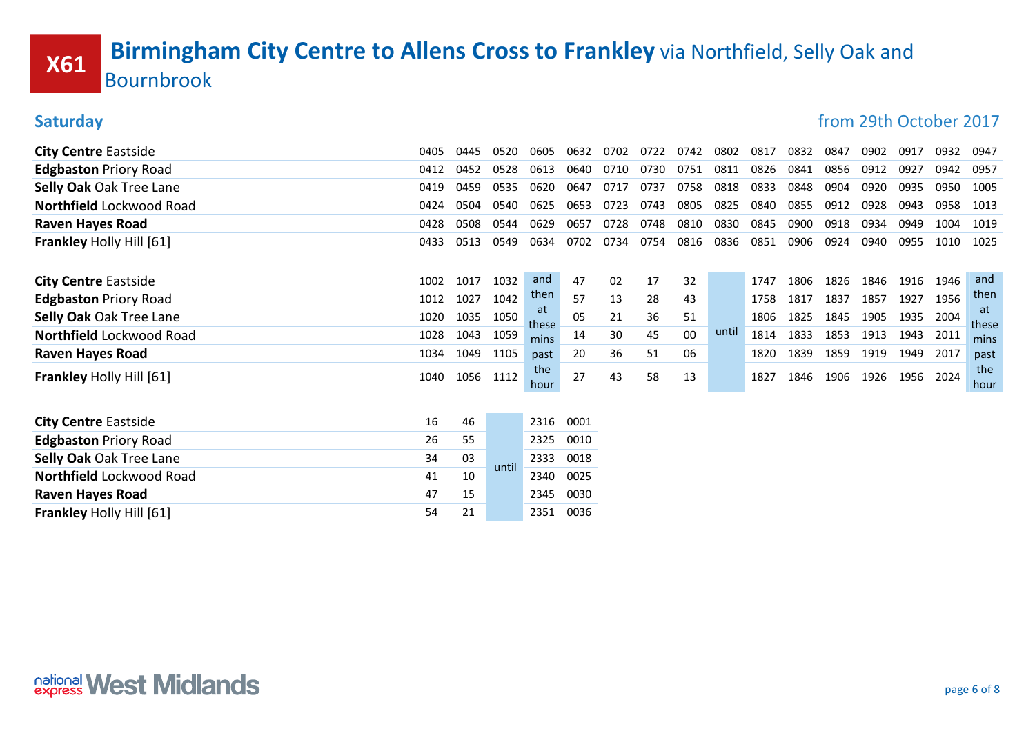# X61 Birmingham City Centre to Allens Cross to Frankley via Northfield, Selly Oak and Bournbrook

## Saturday

from 29th October 2017

| | | | | | | | | | | | | | | | | |
|---|---|---|---|---|---|---|---|---|---|---|---|---|---|---|---|---|
| **City Centre** Eastside | 0405 | 0445 | 0520 | 0605 | 0632 | 0702 | 0722 | 0742 | 0802 | 0817 | 0832 | 0847 | 0902 | 0917 | 0932 | 0947 |
| **Edgbaston** Priory Road | 0412 | 0452 | 0528 | 0613 | 0640 | 0710 | 0730 | 0751 | 0811 | 0826 | 0841 | 0856 | 0912 | 0927 | 0942 | 0957 |
| **Selly Oak** Oak Tree Lane | 0419 | 0459 | 0535 | 0620 | 0647 | 0717 | 0737 | 0758 | 0818 | 0833 | 0848 | 0904 | 0920 | 0935 | 0950 | 1005 |
| **Northfield** Lockwood Road | 0424 | 0504 | 0540 | 0625 | 0653 | 0723 | 0743 | 0805 | 0825 | 0840 | 0855 | 0912 | 0928 | 0943 | 0958 | 1013 |
| **Raven Hayes Road** | 0428 | 0508 | 0544 | 0629 | 0657 | 0728 | 0748 | 0810 | 0830 | 0845 | 0900 | 0918 | 0934 | 0949 | 1004 | 1019 |
| **Frankley** Holly Hill [61] | 0433 | 0513 | 0549 | 0634 | 0702 | 0734 | 0754 | 0816 | 0836 | 0851 | 0906 | 0924 | 0940 | 0955 | 1010 | 1025 |

| | | | | | | | | | | | | | | | | |
|---|---|---|---|---|---|---|---|---|---|---|---|---|---|---|---|---|
| **City Centre** Eastside | 1002 | 1017 | 1032 | and then at these mins past the hour | 47 | 02 | 17 | 32 | until | 1747 | 1806 | 1826 | 1846 | 1916 | 1946 | and then at these mins past the hour |
| **Edgbaston** Priory Road | 1012 | 1027 | 1042 | | 57 | 13 | 28 | 43 | | 1758 | 1817 | 1837 | 1857 | 1927 | 1956 | |
| **Selly Oak** Oak Tree Lane | 1020 | 1035 | 1050 | | 05 | 21 | 36 | 51 | | 1806 | 1825 | 1845 | 1905 | 1935 | 2004 | |
| **Northfield** Lockwood Road | 1028 | 1043 | 1059 | | 14 | 30 | 45 | 00 | | 1814 | 1833 | 1853 | 1913 | 1943 | 2011 | |
| **Raven Hayes Road** | 1034 | 1049 | 1105 | | 20 | 36 | 51 | 06 | | 1820 | 1839 | 1859 | 1919 | 1949 | 2017 | |
| **Frankley** Holly Hill [61] | 1040 | 1056 | 1112 | | 27 | 43 | 58 | 13 | | 1827 | 1846 | 1906 | 1926 | 1956 | 2024 | |

| | | | | | |
|---|---|---|---|---|---|
| **City Centre** Eastside | 16 | 46 | until | 2316 | 0001 |
| **Edgbaston** Priory Road | 26 | 55 | | 2325 | 0010 |
| **Selly Oak** Oak Tree Lane | 34 | 03 | | 2333 | 0018 |
| **Northfield** Lockwood Road | 41 | 10 | | 2340 | 0025 |
| **Raven Hayes Road** | 47 | 15 | | 2345 | 0030 |
| **Frankley** Holly Hill [61] | 54 | 21 | | 2351 | 0036 |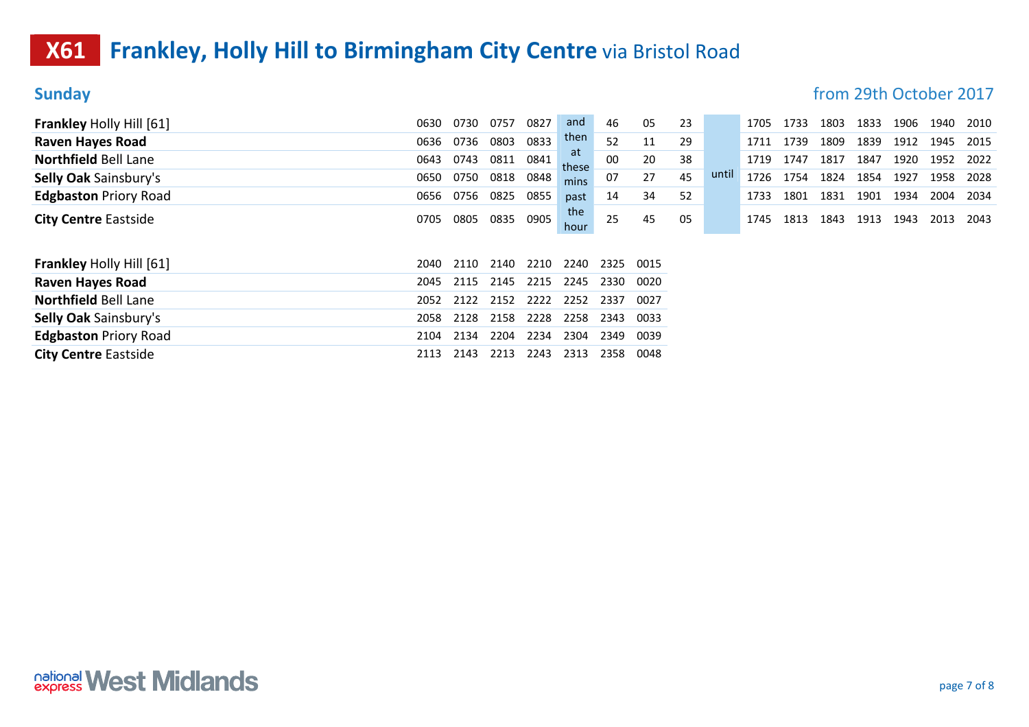# X61 Frankley, Holly Hill to Birmingham City Centre via Bristol Road

## Sunday

from 29th October 2017

| | | | | | | | | | | | | | | | | |
|---|---|---|---|---|---|---|---|---|---|---|---|---|---|---|---|---|
| **Frankley** Holly Hill [61] | 0630 | 0730 | 0757 | 0827 | and then at these mins past the hour | 46 | 05 | 23 | until | 1705 | 1733 | 1803 | 1833 | 1906 | 1940 | 2010 |
| **Raven Hayes Road** | 0636 | 0736 | 0803 | 0833 | | 52 | 11 | 29 | | 1711 | 1739 | 1809 | 1839 | 1912 | 1945 | 2015 |
| **Northfield** Bell Lane | 0643 | 0743 | 0811 | 0841 | | 00 | 20 | 38 | | 1719 | 1747 | 1817 | 1847 | 1920 | 1952 | 2022 |
| **Selly Oak** Sainsbury's | 0650 | 0750 | 0818 | 0848 | | 07 | 27 | 45 | | 1726 | 1754 | 1824 | 1854 | 1927 | 1958 | 2028 |
| **Edgbaston** Priory Road | 0656 | 0756 | 0825 | 0855 | | 14 | 34 | 52 | | 1733 | 1801 | 1831 | 1901 | 1934 | 2004 | 2034 |
| **City Centre** Eastside | 0705 | 0805 | 0835 | 0905 | | 25 | 45 | 05 | | 1745 | 1813 | 1843 | 1913 | 1943 | 2013 | 2043 |

| | | | | | | | |
|---|---|---|---|---|---|---|---|
| **Frankley** Holly Hill [61] | 2040 | 2110 | 2140 | 2210 | 2240 | 2325 | 0015 |
| **Raven Hayes Road** | 2045 | 2115 | 2145 | 2215 | 2245 | 2330 | 0020 |
| **Northfield** Bell Lane | 2052 | 2122 | 2152 | 2222 | 2252 | 2337 | 0027 |
| **Selly Oak** Sainsbury's | 2058 | 2128 | 2158 | 2228 | 2258 | 2343 | 0033 |
| **Edgbaston** Priory Road | 2104 | 2134 | 2204 | 2234 | 2304 | 2349 | 0039 |
| **City Centre** Eastside | 2113 | 2143 | 2213 | 2243 | 2313 | 2358 | 0048 |

national express West Midlands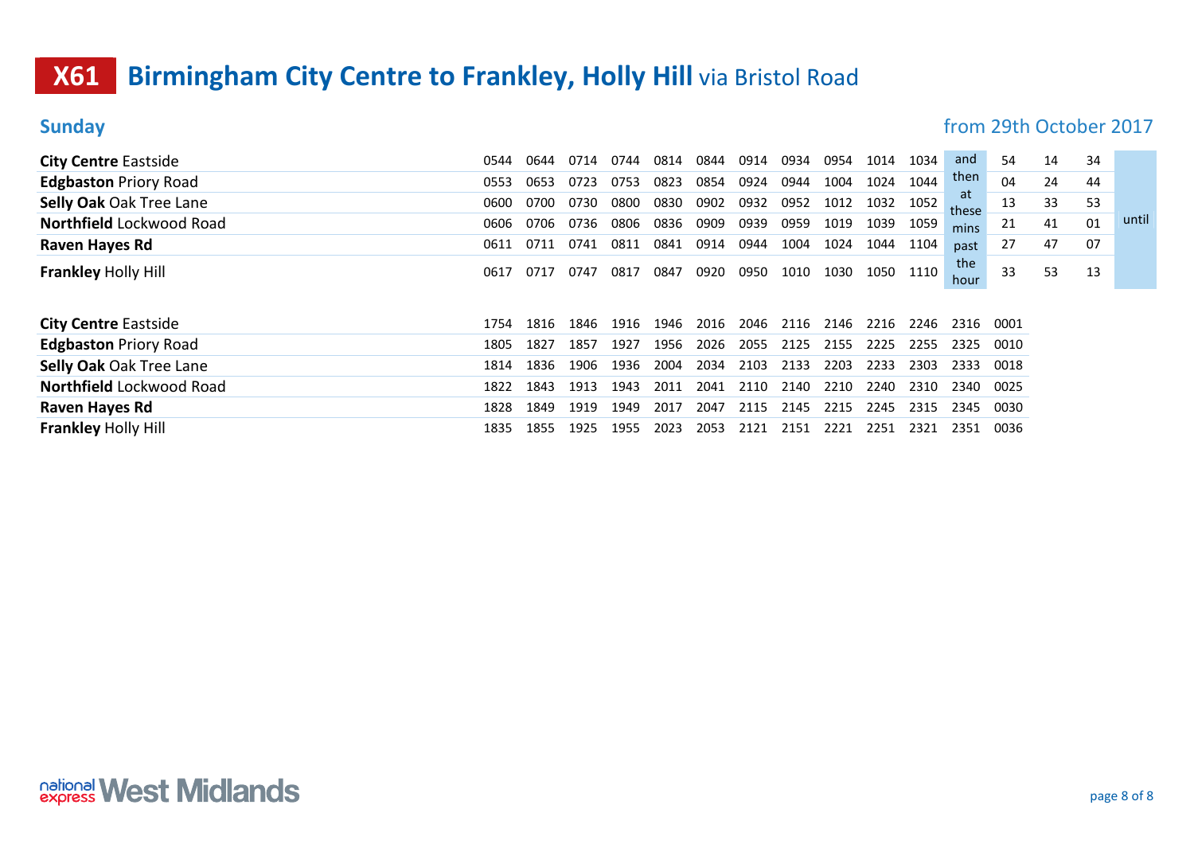# X61 Birmingham City Centre to Frankley, Holly Hill via Bristol Road

## Sunday

from 29th October 2017

| | | | | | | | | | | | | | | | | |
|---|---|---|---|---|---|---|---|---|---|---|---|---|---|---|---|---|
| **City Centre** Eastside | 0544 | 0644 | 0714 | 0744 | 0814 | 0844 | 0914 | 0934 | 0954 | 1014 | 1034 | and then at these mins past the hour | 54 | 14 | 34 | until |
| **Edgbaston** Priory Road | 0553 | 0653 | 0723 | 0753 | 0823 | 0854 | 0924 | 0944 | 1004 | 1024 | 1044 | | 04 | 24 | 44 | |
| **Selly Oak** Oak Tree Lane | 0600 | 0700 | 0730 | 0800 | 0830 | 0902 | 0932 | 0952 | 1012 | 1032 | 1052 | | 13 | 33 | 53 | |
| **Northfield** Lockwood Road | 0606 | 0706 | 0736 | 0806 | 0836 | 0909 | 0939 | 0959 | 1019 | 1039 | 1059 | | 21 | 41 | 01 | |
| **Raven Hayes Rd** | 0611 | 0711 | 0741 | 0811 | 0841 | 0914 | 0944 | 1004 | 1024 | 1044 | 1104 | | 27 | 47 | 07 | |
| **Frankley** Holly Hill | 0617 | 0717 | 0747 | 0817 | 0847 | 0920 | 0950 | 1010 | 1030 | 1050 | 1110 | | 33 | 53 | 13 | |

| | | | | | | | | | | | | | |
|---|---|---|---|---|---|---|---|---|---|---|---|---|---|
| **City Centre** Eastside | 1754 | 1816 | 1846 | 1916 | 1946 | 2016 | 2046 | 2116 | 2146 | 2216 | 2246 | 2316 | 0001 |
| **Edgbaston** Priory Road | 1805 | 1827 | 1857 | 1927 | 1956 | 2026 | 2055 | 2125 | 2155 | 2225 | 2255 | 2325 | 0010 |
| **Selly Oak** Oak Tree Lane | 1814 | 1836 | 1906 | 1936 | 2004 | 2034 | 2103 | 2133 | 2203 | 2233 | 2303 | 2333 | 0018 |
| **Northfield** Lockwood Road | 1822 | 1843 | 1913 | 1943 | 2011 | 2041 | 2110 | 2140 | 2210 | 2240 | 2310 | 2340 | 0025 |
| **Raven Hayes Rd** | 1828 | 1849 | 1919 | 1949 | 2017 | 2047 | 2115 | 2145 | 2215 | 2245 | 2315 | 2345 | 0030 |
| **Frankley** Holly Hill | 1835 | 1855 | 1925 | 1955 | 2023 | 2053 | 2121 | 2151 | 2221 | 2251 | 2321 | 2351 | 0036 |

national express West Midlands